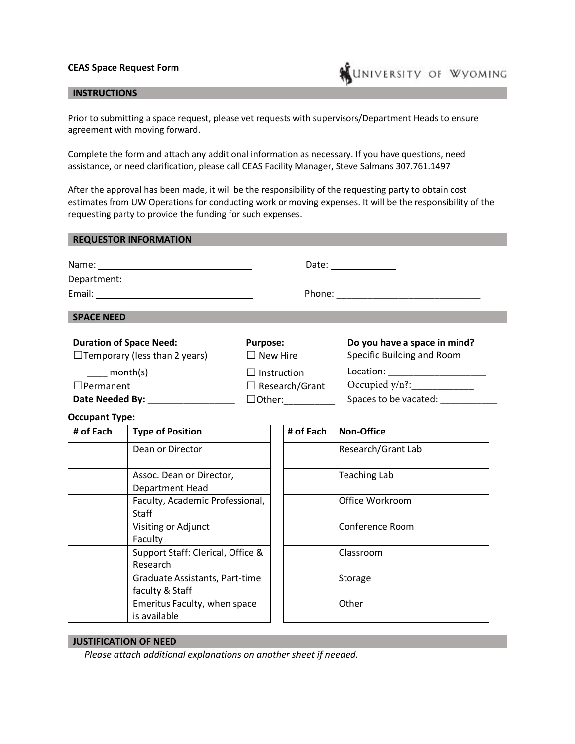**CEAS Space Request Form**

UNIVERSITY OF WYOMING

## INSTRUCTIONS

Prior to submitting a space request, please vet requests with supervisors/Department Heads to ensure agreement with moving forward.

Complete the form and attach any additional information as necessary. If you have questions, need assistance, or need clarification, please call CEAS Facility Manager, Steve Salmans 307.761.1497

After the approval has been made, it will be the responsibility of the requesting party to obtain cost estimates from UW Operations for conducting work or moving expenses. It will be the responsibility of the requesting party to provide the funding for such expenses.

## REQUESTOR INFORMATION

Name: ______________________________ Date: ____________

Department: __________________________

Email: ______________________________ Phone: ____________________________

## SPACE NEED

**Duration of Space Need:**

☐Temporary (less than 2 years)

____ month(s)

☐Permanent

**Date Needed By:** _________________

**Purpose:**

☐ New Hire

☐ Instruction

☐ Research/Grant

☐Other:__________

**Do you have a space in mind?**

Specific Building and Room

Location: ___________________

Occupied y/n?:____________

Spaces to be vacated: ___________

**Occupant Type:**

| # of Each | Type of Position |
|---|---|
| | Dean or Director |
| | Assoc. Dean or Director, Department Head |
| | Faculty, Academic Professional, Staff |
| | Visiting or Adjunct Faculty |
| | Support Staff: Clerical, Office & Research |
| | Graduate Assistants, Part-time faculty & Staff |
| | Emeritus Faculty, when space is available |

| # of Each | Non-Office |
|---|---|
| | Research/Grant Lab |
| | Teaching Lab |
| | Office Workroom |
| | Conference Room |
| | Classroom |
| | Storage |
| | Other |

## JUSTIFICATION OF NEED

*Please attach additional explanations on another sheet if needed.*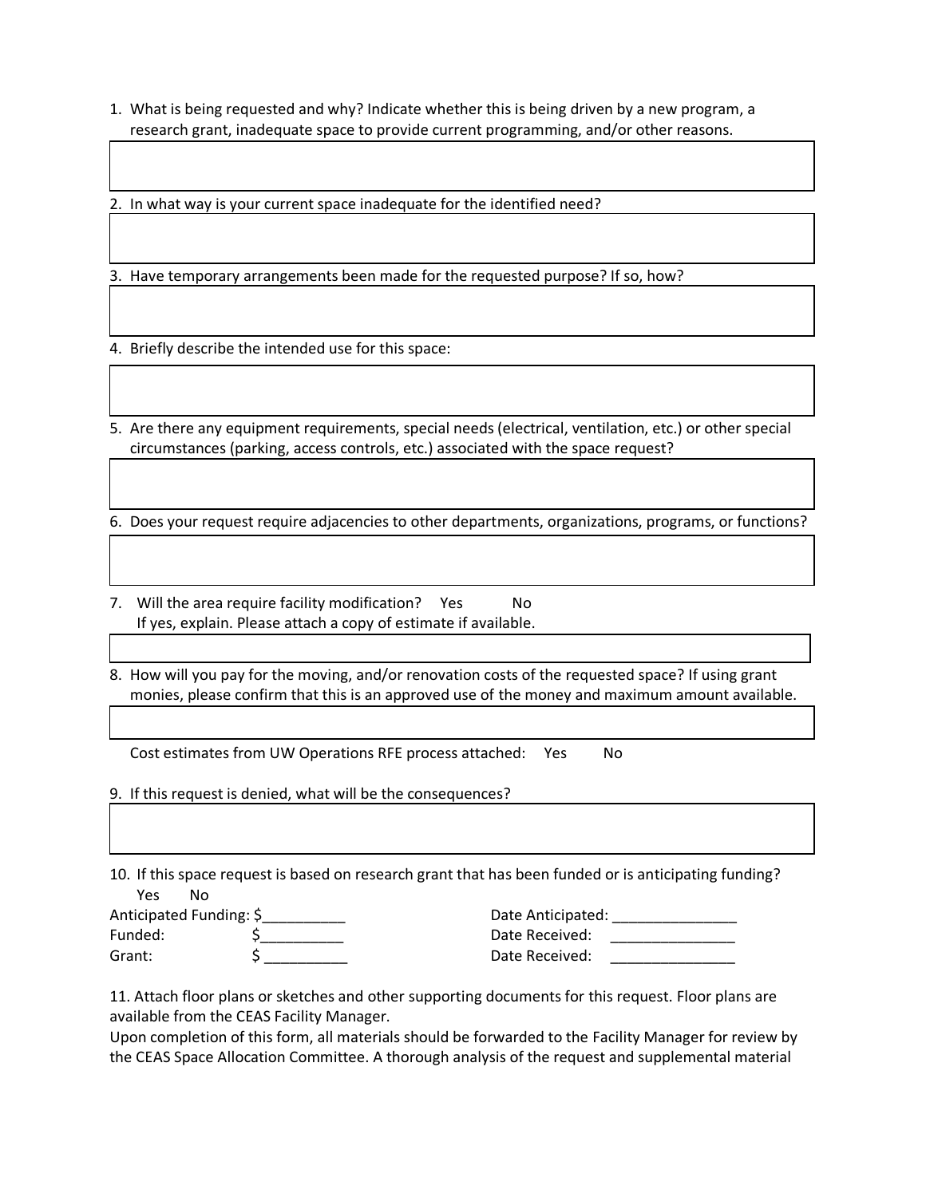1. What is being requested and why? Indicate whether this is being driven by a new program, a research grant, inadequate space to provide current programming, and/or other reasons.

2. In what way is your current space inadequate for the identified need?

3. Have temporary arrangements been made for the requested purpose? If so, how?

4. Briefly describe the intended use for this space:

5. Are there any equipment requirements, special needs (electrical, ventilation, etc.) or other special circumstances (parking, access controls, etc.) associated with the space request?

6. Does your request require adjacencies to other departments, organizations, programs, or functions?

7. Will the area require facility modification? Yes No
   If yes, explain. Please attach a copy of estimate if available.

8. How will you pay for the moving, and/or renovation costs of the requested space? If using grant monies, please confirm that this is an approved use of the money and maximum amount available.

   Cost estimates from UW Operations RFE process attached: Yes No

9. If this request is denied, what will be the consequences?

10. If this space request is based on research grant that has been funded or is anticipating funding?
    Yes No

Anticipated Funding: $__________ Date Anticipated: _______________

Funded: $__________ Date Received: _______________

Grant: $ __________ Date Received: _______________

11. Attach floor plans or sketches and other supporting documents for this request. Floor plans are available from the CEAS Facility Manager.

Upon completion of this form, all materials should be forwarded to the Facility Manager for review by the CEAS Space Allocation Committee. A thorough analysis of the request and supplemental material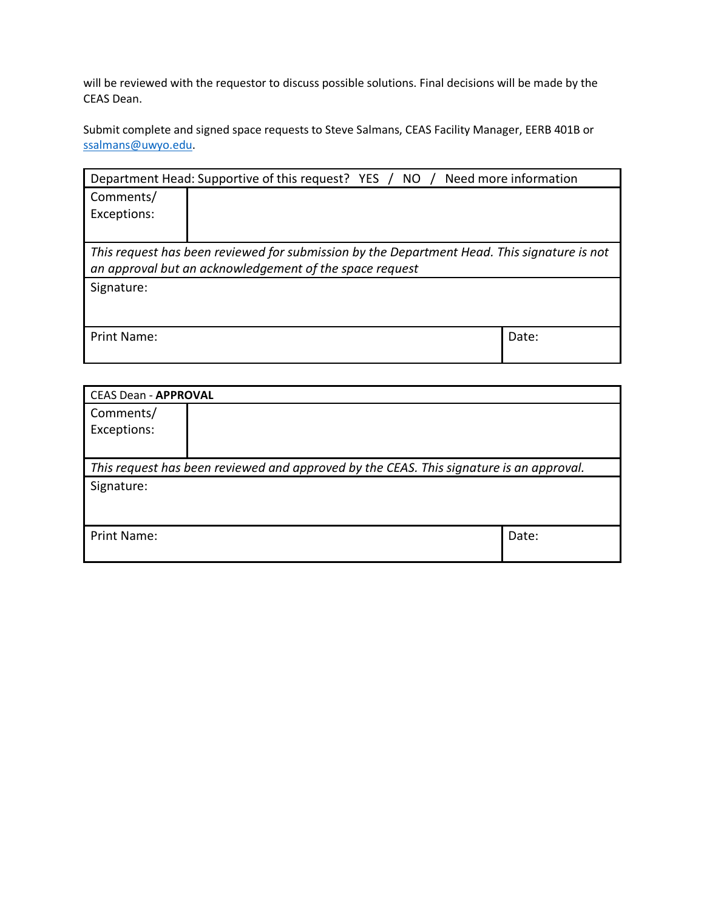will be reviewed with the requestor to discuss possible solutions. Final decisions will be made by the CEAS Dean.

Submit complete and signed space requests to Steve Salmans, CEAS Facility Manager, EERB 401B or ssalmans@uwyo.edu.

| | |
|---|---|
| Department Head: Supportive of this request? YES / NO / Need more information | |
| Comments/ Exceptions: | |
| *This request has been reviewed for submission by the Department Head. This signature is not an approval but an acknowledgement of the space request* | |
| Signature: | |
| Print Name: | Date: |

| | |
|---|---|
| CEAS Dean - **APPROVAL** | |
| Comments/ Exceptions: | |
| *This request has been reviewed and approved by the CEAS. This signature is an approval.* | |
| Signature: | |
| Print Name: | Date: |